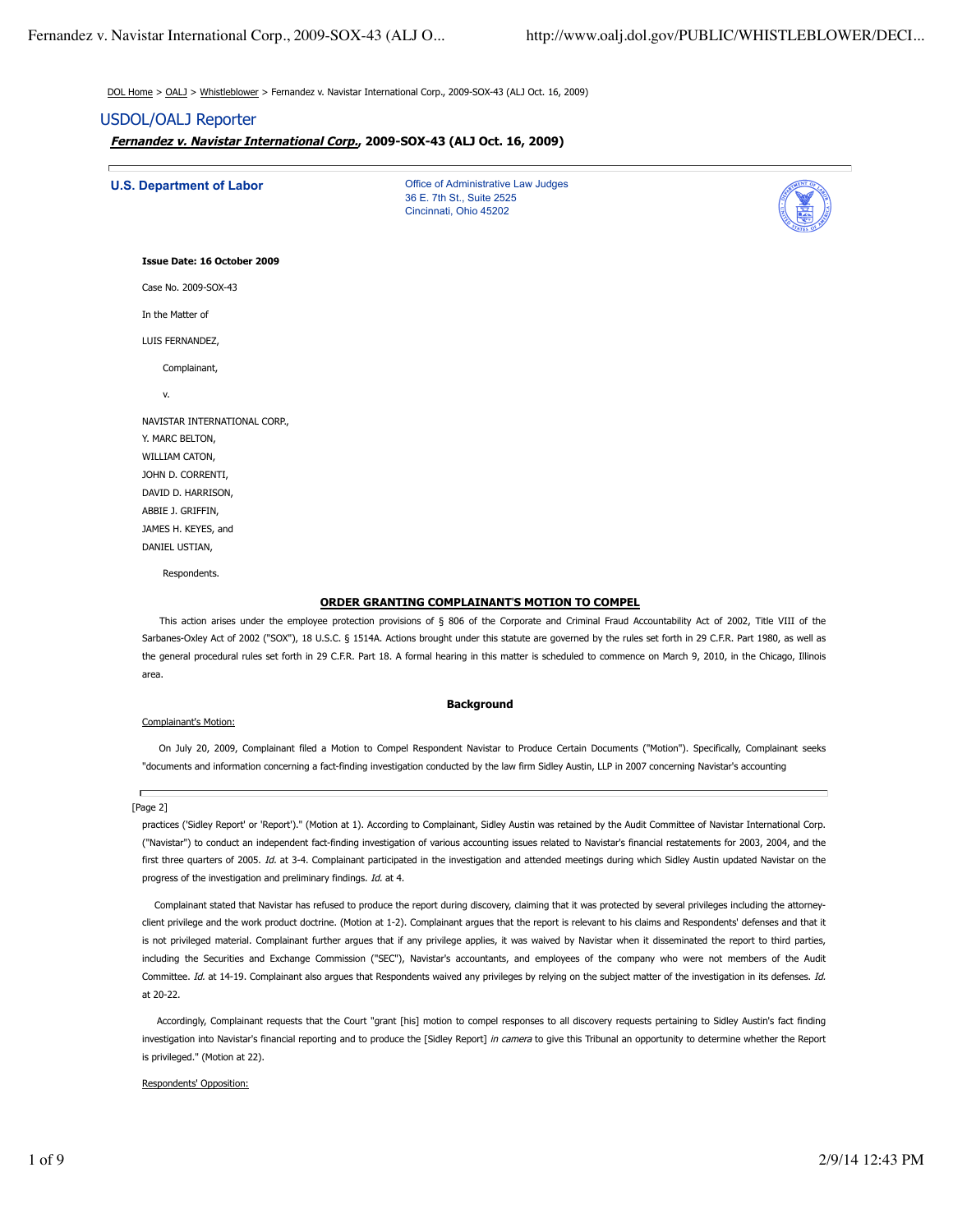DOL Home > OALJ > Whistleblower > Fernandez v. Navistar International Corp., 2009-SOX-43 (ALJ Oct. 16, 2009)

# USDOL/OALJ Reporter

## *Fernandez v. Navistar International Corp.*, 2009-SOX-43 (ALJ Oct. 16, 2009)

**U.S. Department of Labor**

Office of Administrative Law Judges
36 E. 7th St., Suite 2525
Cincinnati, Ohio 45202

**Issue Date: 16 October 2009**

Case No. 2009-SOX-43

In the Matter of

LUIS FERNANDEZ,

Complainant,

v.

NAVISTAR INTERNATIONAL CORP.,
Y. MARC BELTON,
WILLIAM CATON,
JOHN D. CORRENTI,
DAVID D. HARRISON,
ABBIE J. GRIFFIN,
JAMES H. KEYES, and
DANIEL USTIAN,

Respondents.

### ORDER GRANTING COMPLAINANT'S MOTION TO COMPEL

This action arises under the employee protection provisions of § 806 of the Corporate and Criminal Fraud Accountability Act of 2002, Title VIII of the Sarbanes-Oxley Act of 2002 ("SOX"), 18 U.S.C. § 1514A. Actions brought under this statute are governed by the rules set forth in 29 C.F.R. Part 1980, as well as the general procedural rules set forth in 29 C.F.R. Part 18. A formal hearing in this matter is scheduled to commence on March 9, 2010, in the Chicago, Illinois area.

### Background

Complainant's Motion:

On July 20, 2009, Complainant filed a Motion to Compel Respondent Navistar to Produce Certain Documents ("Motion"). Specifically, Complainant seeks "documents and information concerning a fact-finding investigation conducted by the law firm Sidley Austin, LLP in 2007 concerning Navistar's accounting

[Page 2]

practices ('Sidley Report' or 'Report')." (Motion at 1). According to Complainant, Sidley Austin was retained by the Audit Committee of Navistar International Corp. ("Navistar") to conduct an independent fact-finding investigation of various accounting issues related to Navistar's financial restatements for 2003, 2004, and the first three quarters of 2005. *Id.* at 3-4. Complainant participated in the investigation and attended meetings during which Sidley Austin updated Navistar on the progress of the investigation and preliminary findings. *Id.* at 4.

Complainant stated that Navistar has refused to produce the report during discovery, claiming that it was protected by several privileges including the attorney-client privilege and the work product doctrine. (Motion at 1-2). Complainant argues that the report is relevant to his claims and Respondents' defenses and that it is not privileged material. Complainant further argues that if any privilege applies, it was waived by Navistar when it disseminated the report to third parties, including the Securities and Exchange Commission ("SEC"), Navistar's accountants, and employees of the company who were not members of the Audit Committee. *Id.* at 14-19. Complainant also argues that Respondents waived any privileges by relying on the subject matter of the investigation in its defenses. *Id.* at 20-22.

Accordingly, Complainant requests that the Court "grant [his] motion to compel responses to all discovery requests pertaining to Sidley Austin's fact finding investigation into Navistar's financial reporting and to produce the [Sidley Report] *in camera* to give this Tribunal an opportunity to determine whether the Report is privileged." (Motion at 22).

Respondents' Opposition: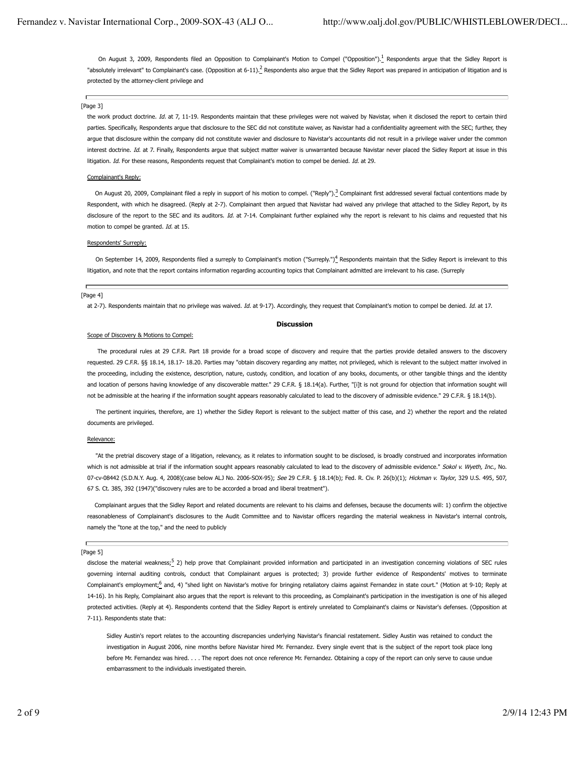On August 3, 2009, Respondents filed an Opposition to Complainant's Motion to Compel ("Opposition").[1] Respondents argue that the Sidley Report is "absolutely irrelevant" to Complainant's case. (Opposition at 6-11).[2] Respondents also argue that the Sidley Report was prepared in anticipation of litigation and is protected by the attorney-client privilege and

[Page 3]

the work product doctrine. *Id.* at 7, 11-19. Respondents maintain that these privileges were not waived by Navistar, when it disclosed the report to certain third parties. Specifically, Respondents argue that disclosure to the SEC did not constitute waiver, as Navistar had a confidentiality agreement with the SEC; further, they argue that disclosure within the company did not constitute wavier and disclosure to Navistar's accountants did not result in a privilege waiver under the common interest doctrine. *Id.* at 7. Finally, Respondents argue that subject matter waiver is unwarranted because Navistar never placed the Sidley Report at issue in this litigation. *Id.* For these reasons, Respondents request that Complainant's motion to compel be denied. *Id.* at 29.

Complainant's Reply:

On August 20, 2009, Complainant filed a reply in support of his motion to compel. ("Reply").[3] Complainant first addressed several factual contentions made by Respondent, with which he disagreed. (Reply at 2-7). Complainant then argued that Navistar had waived any privilege that attached to the Sidley Report, by its disclosure of the report to the SEC and its auditors. *Id.* at 7-14. Complainant further explained why the report is relevant to his claims and requested that his motion to compel be granted. *Id.* at 15.

Respondents' Surreply:

On September 14, 2009, Respondents filed a surreply to Complainant's motion ("Surreply.")[4] Respondents maintain that the Sidley Report is irrelevant to this litigation, and note that the report contains information regarding accounting topics that Complainant admitted are irrelevant to his case. (Surreply

[Page 4]

at 2-7). Respondents maintain that no privilege was waived. *Id.* at 9-17). Accordingly, they request that Complainant's motion to compel be denied. *Id.* at 17.

**Discussion**

Scope of Discovery & Motions to Compel:

The procedural rules at 29 C.F.R. Part 18 provide for a broad scope of discovery and require that the parties provide detailed answers to the discovery requested. 29 C.F.R. §§ 18.14, 18.17- 18.20. Parties may "obtain discovery regarding any matter, not privileged, which is relevant to the subject matter involved in the proceeding, including the existence, description, nature, custody, condition, and location of any books, documents, or other tangible things and the identity and location of persons having knowledge of any discoverable matter." 29 C.F.R. § 18.14(a). Further, "[i]t is not ground for objection that information sought will not be admissible at the hearing if the information sought appears reasonably calculated to lead to the discovery of admissible evidence." 29 C.F.R. § 18.14(b).

The pertinent inquiries, therefore, are 1) whether the Sidley Report is relevant to the subject matter of this case, and 2) whether the report and the related documents are privileged.

Relevance:

"At the pretrial discovery stage of a litigation, relevancy, as it relates to information sought to be disclosed, is broadly construed and incorporates information which is not admissible at trial if the information sought appears reasonably calculated to lead to the discovery of admissible evidence." *Sokol v. Wyeth, Inc.*, No. 07-cv-08442 (S.D.N.Y. Aug. 4, 2008)(case below ALJ No. 2006-SOX-95); *See* 29 C.F.R. § 18.14(b); Fed. R. Civ. P. 26(b)(1); *Hickman v. Taylor*, 329 U.S. 495, 507, 67 S. Ct. 385, 392 (1947)("discovery rules are to be accorded a broad and liberal treatment").

Complainant argues that the Sidley Report and related documents are relevant to his claims and defenses, because the documents will: 1) confirm the objective reasonableness of Complainant's disclosures to the Audit Committee and to Navistar officers regarding the material weakness in Navistar's internal controls, namely the "tone at the top," and the need to publicly

[Page 5]

disclose the material weakness;[5] 2) help prove that Complainant provided information and participated in an investigation concerning violations of SEC rules governing internal auditing controls, conduct that Complainant argues is protected; 3) provide further evidence of Respondents' motives to terminate Complainant's employment;[6] and, 4) "shed light on Navistar's motive for bringing retaliatory claims against Fernandez in state court." (Motion at 9-10; Reply at 14-16). In his Reply, Complainant also argues that the report is relevant to this proceeding, as Complainant's participation in the investigation is one of his alleged protected activities. (Reply at 4). Respondents contend that the Sidley Report is entirely unrelated to Complainant's claims or Navistar's defenses. (Opposition at 7-11). Respondents state that:

> Sidley Austin's report relates to the accounting discrepancies underlying Navistar's financial restatement. Sidley Austin was retained to conduct the investigation in August 2006, nine months before Navistar hired Mr. Fernandez. Every single event that is the subject of the report took place long before Mr. Fernandez was hired. . . . The report does not once reference Mr. Fernandez. Obtaining a copy of the report can only serve to cause undue embarrassment to the individuals investigated therein.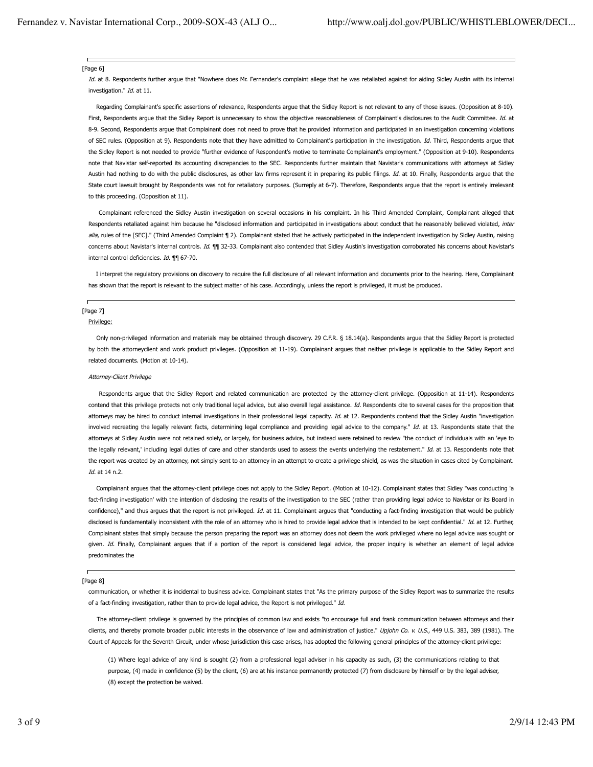[Page 6]

*Id.* at 8. Respondents further argue that "Nowhere does Mr. Fernandez's complaint allege that he was retaliated against for aiding Sidley Austin with its internal investigation." *Id.* at 11.

Regarding Complainant's specific assertions of relevance, Respondents argue that the Sidley Report is not relevant to any of those issues. (Opposition at 8-10). First, Respondents argue that the Sidley Report is unnecessary to show the objective reasonableness of Complainant's disclosures to the Audit Committee. *Id.* at 8-9. Second, Respondents argue that Complainant does not need to prove that he provided information and participated in an investigation concerning violations of SEC rules. (Opposition at 9). Respondents note that they have admitted to Complainant's participation in the investigation. *Id.* Third, Respondents argue that the Sidley Report is not needed to provide "further evidence of Respondent's motive to terminate Complainant's employment." (Opposition at 9-10). Respondents note that Navistar self-reported its accounting discrepancies to the SEC. Respondents further maintain that Navistar's communications with attorneys at Sidley Austin had nothing to do with the public disclosures, as other law firms represent it in preparing its public filings. *Id.* at 10. Finally, Respondents argue that the State court lawsuit brought by Respondents was not for retaliatory purposes. (Surreply at 6-7). Therefore, Respondents argue that the report is entirely irrelevant to this proceeding. (Opposition at 11).

Complainant referenced the Sidley Austin investigation on several occasions in his complaint. In his Third Amended Complaint, Complainant alleged that Respondents retaliated against him because he "disclosed information and participated in investigations about conduct that he reasonably believed violated, *inter alia*, rules of the [SEC]." (Third Amended Complaint ¶ 2). Complainant stated that he actively participated in the independent investigation by Sidley Austin, raising concerns about Navistar's internal controls. *Id.* ¶¶ 32-33. Complainant also contended that Sidley Austin's investigation corroborated his concerns about Navistar's internal control deficiencies. *Id.* ¶¶ 67-70.

I interpret the regulatory provisions on discovery to require the full disclosure of all relevant information and documents prior to the hearing. Here, Complainant has shown that the report is relevant to the subject matter of his case. Accordingly, unless the report is privileged, it must be produced.

[Page 7]

Privilege:

Only non-privileged information and materials may be obtained through discovery. 29 C.F.R. § 18.14(a). Respondents argue that the Sidley Report is protected by both the attorneyclient and work product privileges. (Opposition at 11-19). Complainant argues that neither privilege is applicable to the Sidley Report and related documents. (Motion at 10-14).

*Attorney-Client Privilege*

Respondents argue that the Sidley Report and related communication are protected by the attorney-client privilege. (Opposition at 11-14). Respondents contend that this privilege protects not only traditional legal advice, but also overall legal assistance. *Id.* Respondents cite to several cases for the proposition that attorneys may be hired to conduct internal investigations in their professional legal capacity. *Id.* at 12. Respondents contend that the Sidley Austin "investigation involved recreating the legally relevant facts, determining legal compliance and providing legal advice to the company." *Id.* at 13. Respondents state that the attorneys at Sidley Austin were not retained solely, or largely, for business advice, but instead were retained to review "the conduct of individuals with an 'eye to the legally relevant,' including legal duties of care and other standards used to assess the events underlying the restatement." *Id.* at 13. Respondents note that the report was created by an attorney, not simply sent to an attorney in an attempt to create a privilege shield, as was the situation in cases cited by Complainant. *Id.* at 14 n.2.

Complainant argues that the attorney-client privilege does not apply to the Sidley Report. (Motion at 10-12). Complainant states that Sidley "was conducting 'a fact-finding investigation' with the intention of disclosing the results of the investigation to the SEC (rather than providing legal advice to Navistar or its Board in confidence)," and thus argues that the report is not privileged. *Id.* at 11. Complainant argues that "conducting a fact-finding investigation that would be publicly disclosed is fundamentally inconsistent with the role of an attorney who is hired to provide legal advice that is intended to be kept confidential." *Id.* at 12. Further, Complainant states that simply because the person preparing the report was an attorney does not deem the work privileged where no legal advice was sought or given. *Id.* Finally, Complainant argues that if a portion of the report is considered legal advice, the proper inquiry is whether an element of legal advice predominates the

[Page 8]

communication, or whether it is incidental to business advice. Complainant states that "As the primary purpose of the Sidley Report was to summarize the results of a fact-finding investigation, rather than to provide legal advice, the Report is not privileged." *Id.*

The attorney-client privilege is governed by the principles of common law and exists "to encourage full and frank communication between attorneys and their clients, and thereby promote broader public interests in the observance of law and administration of justice." *Upjohn Co. v. U.S.*, 449 U.S. 383, 389 (1981). The Court of Appeals for the Seventh Circuit, under whose jurisdiction this case arises, has adopted the following general principles of the attorney-client privilege:

> (1) Where legal advice of any kind is sought (2) from a professional legal adviser in his capacity as such, (3) the communications relating to that purpose, (4) made in confidence (5) by the client, (6) are at his instance permanently protected (7) from disclosure by himself or by the legal adviser, (8) except the protection be waived.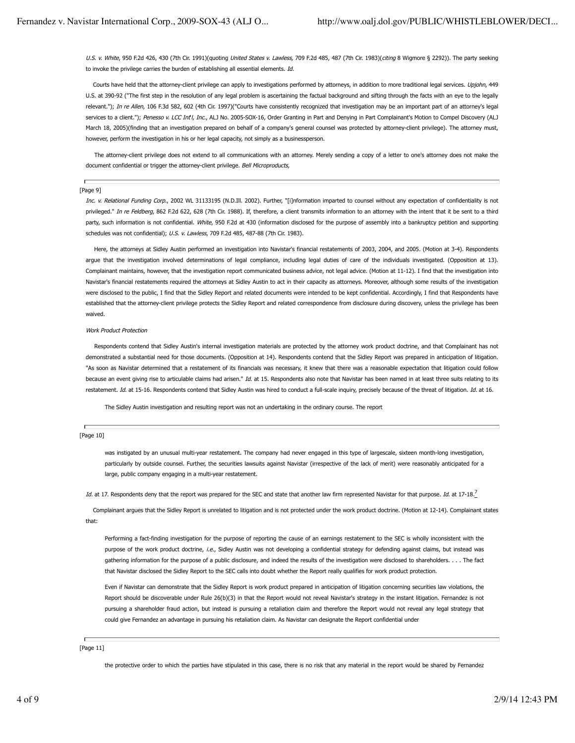*U.S. v. White*, 950 F.2d 426, 430 (7th Cir. 1991)(quoting *United States v. Lawless*, 709 F.2d 485, 487 (7th Cir. 1983)(*citing* 8 Wigmore § 2292)). The party seeking to invoke the privilege carries the burden of establishing all essential elements. *Id.*

Courts have held that the attorney-client privilege can apply to investigations performed by attorneys, in addition to more traditional legal services. *Upjohn*, 449 U.S. at 390-92 ("The first step in the resolution of any legal problem is ascertaining the factual background and sifting through the facts with an eye to the legally relevant."); *In re Allen*, 106 F.3d 582, 602 (4th Cir. 1997)("Courts have consistently recognized that investigation may be an important part of an attorney's legal services to a client."); *Penesso v. LCC Int'l, Inc.*, ALJ No. 2005-SOX-16, Order Granting in Part and Denying in Part Complainant's Motion to Compel Discovery (ALJ March 18, 2005)(finding that an investigation prepared on behalf of a company's general counsel was protected by attorney-client privilege). The attorney must, however, perform the investigation in his or her legal capacity, not simply as a businessperson.

The attorney-client privilege does not extend to all communications with an attorney. Merely sending a copy of a letter to one's attorney does not make the document confidential or trigger the attorney-client privilege. *Bell Microproducts,*

[Page 9]

*Inc. v. Relational Funding Corp.*, 2002 WL 31133195 (N.D.Ill. 2002). Further, "[i]nformation imparted to counsel without any expectation of confidentiality is not privileged." *In re Feldberg*, 862 F.2d 622, 628 (7th Cir. 1988). If, therefore, a client transmits information to an attorney with the intent that it be sent to a third party, such information is not confidential. *White*, 950 F.2d at 430 (information disclosed for the purpose of assembly into a bankruptcy petition and supporting schedules was not confidential); *U.S. v. Lawless*, 709 F.2d 485, 487-88 (7th Cir. 1983).

Here, the attorneys at Sidley Austin performed an investigation into Navistar's financial restatements of 2003, 2004, and 2005. (Motion at 3-4). Respondents argue that the investigation involved determinations of legal compliance, including legal duties of care of the individuals investigated. (Opposition at 13). Complainant maintains, however, that the investigation report communicated business advice, not legal advice. (Motion at 11-12). I find that the investigation into Navistar's financial restatements required the attorneys at Sidley Austin to act in their capacity as attorneys. Moreover, although some results of the investigation were disclosed to the public, I find that the Sidley Report and related documents were intended to be kept confidential. Accordingly, I find that Respondents have established that the attorney-client privilege protects the Sidley Report and related correspondence from disclosure during discovery, unless the privilege has been waived.

*Work Product Protection*

Respondents contend that Sidley Austin's internal investigation materials are protected by the attorney work product doctrine, and that Complainant has not demonstrated a substantial need for those documents. (Opposition at 14). Respondents contend that the Sidley Report was prepared in anticipation of litigation. "As soon as Navistar determined that a restatement of its financials was necessary, it knew that there was a reasonable expectation that litigation could follow because an event giving rise to articulable claims had arisen." *Id.* at 15. Respondents also note that Navistar has been named in at least three suits relating to its restatement. *Id.* at 15-16. Respondents contend that Sidley Austin was hired to conduct a full-scale inquiry, precisely because of the threat of litigation. *Id.* at 16.

> The Sidley Austin investigation and resulting report was not an undertaking in the ordinary course. The report
>
> [Page 10]
>
> was instigated by an unusual multi-year restatement. The company had never engaged in this type of largescale, sixteen month-long investigation, particularly by outside counsel. Further, the securities lawsuits against Navistar (irrespective of the lack of merit) were reasonably anticipated for a large, public company engaging in a multi-year restatement.

*Id.* at 17. Respondents deny that the report was prepared for the SEC and state that another law firm represented Navistar for that purpose. *Id.* at 17-18.[7]

Complainant argues that the Sidley Report is unrelated to litigation and is not protected under the work product doctrine. (Motion at 12-14). Complainant states that:

> Performing a fact-finding investigation for the purpose of reporting the cause of an earnings restatement to the SEC is wholly inconsistent with the purpose of the work product doctrine, *i.e.*, Sidley Austin was not developing a confidential strategy for defending against claims, but instead was gathering information for the purpose of a public disclosure, and indeed the results of the investigation were disclosed to shareholders. . . . The fact that Navistar disclosed the Sidley Report to the SEC calls into doubt whether the Report really qualifies for work product protection.
>
> Even if Navistar can demonstrate that the Sidley Report is work product prepared in anticipation of litigation concerning securities law violations, the Report should be discoverable under Rule 26(b)(3) in that the Report would not reveal Navistar's strategy in the instant litigation. Fernandez is not pursuing a shareholder fraud action, but instead is pursuing a retaliation claim and therefore the Report would not reveal any legal strategy that could give Fernandez an advantage in pursuing his retaliation claim. As Navistar can designate the Report confidential under
>
> [Page 11]
>
> the protective order to which the parties have stipulated in this case, there is no risk that any material in the report would be shared by Fernandez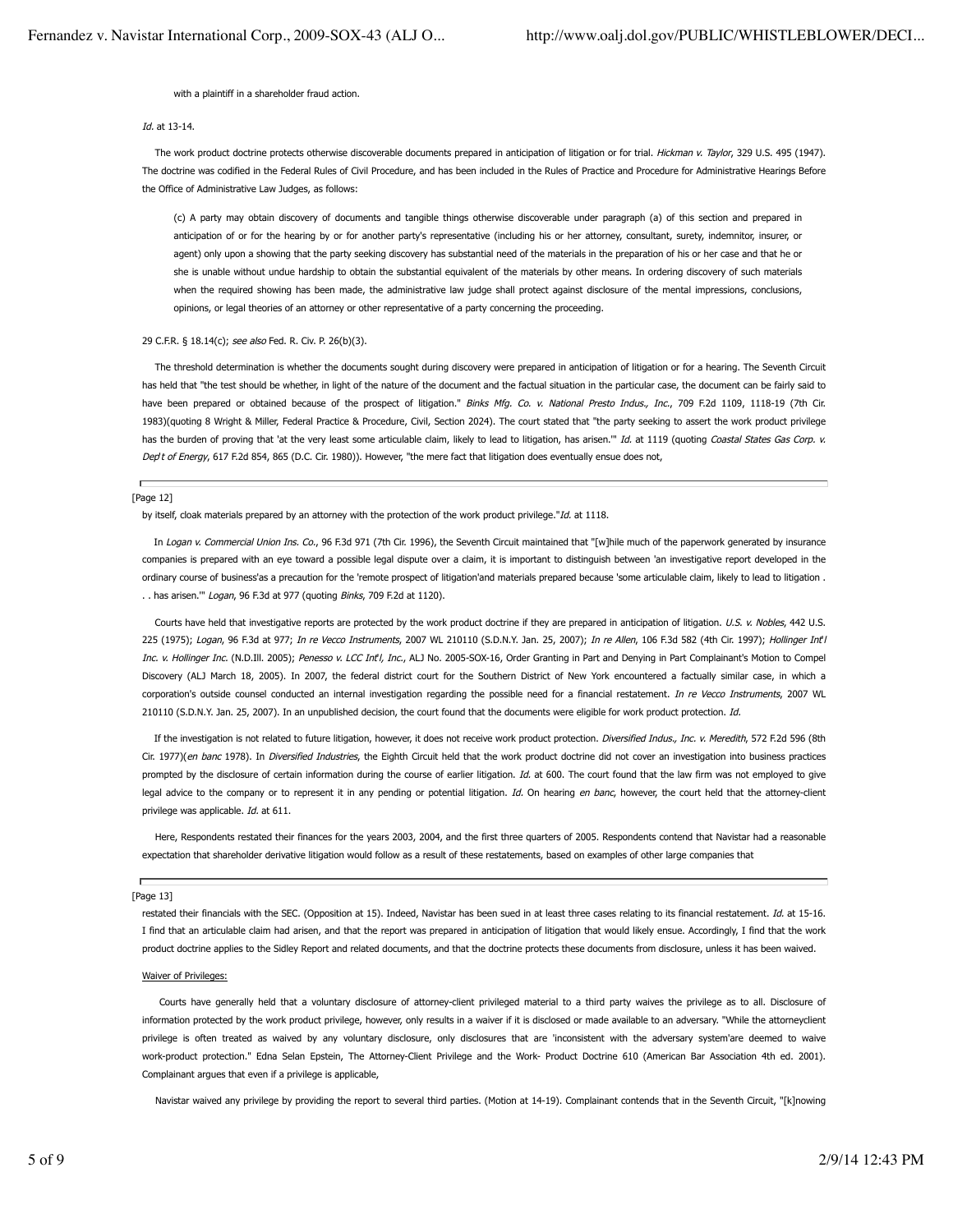with a plaintiff in a shareholder fraud action.

*Id.* at 13-14.

The work product doctrine protects otherwise discoverable documents prepared in anticipation of litigation or for trial. *Hickman v. Taylor*, 329 U.S. 495 (1947). The doctrine was codified in the Federal Rules of Civil Procedure, and has been included in the Rules of Practice and Procedure for Administrative Hearings Before the Office of Administrative Law Judges, as follows:

> (c) A party may obtain discovery of documents and tangible things otherwise discoverable under paragraph (a) of this section and prepared in anticipation of or for the hearing by or for another party's representative (including his or her attorney, consultant, surety, indemnitor, insurer, or agent) only upon a showing that the party seeking discovery has substantial need of the materials in the preparation of his or her case and that he or she is unable without undue hardship to obtain the substantial equivalent of the materials by other means. In ordering discovery of such materials when the required showing has been made, the administrative law judge shall protect against disclosure of the mental impressions, conclusions, opinions, or legal theories of an attorney or other representative of a party concerning the proceeding.

29 C.F.R. § 18.14(c); *see also* Fed. R. Civ. P. 26(b)(3).

The threshold determination is whether the documents sought during discovery were prepared in anticipation of litigation or for a hearing. The Seventh Circuit has held that "the test should be whether, in light of the nature of the document and the factual situation in the particular case, the document can be fairly said to have been prepared or obtained because of the prospect of litigation." *Binks Mfg. Co. v. National Presto Indus., Inc.*, 709 F.2d 1109, 1118-19 (7th Cir. 1983)(quoting 8 Wright & Miller, Federal Practice & Procedure, Civil, Section 2024). The court stated that "the party seeking to assert the work product privilege has the burden of proving that 'at the very least some articulable claim, likely to lead to litigation, has arisen.'" *Id.* at 1119 (quoting *Coastal States Gas Corp. v. Dep't of Energy*, 617 F.2d 854, 865 (D.C. Cir. 1980)). However, "the mere fact that litigation does eventually ensue does not,

[Page 12]

by itself, cloak materials prepared by an attorney with the protection of the work product privilege."*Id.* at 1118.

In *Logan v. Commercial Union Ins. Co.*, 96 F.3d 971 (7th Cir. 1996), the Seventh Circuit maintained that "[w]hile much of the paperwork generated by insurance companies is prepared with an eye toward a possible legal dispute over a claim, it is important to distinguish between 'an investigative report developed in the ordinary course of business'as a precaution for the 'remote prospect of litigation'and materials prepared because 'some articulable claim, likely to lead to litigation . . . has arisen.'" *Logan*, 96 F.3d at 977 (quoting *Binks*, 709 F.2d at 1120).

Courts have held that investigative reports are protected by the work product doctrine if they are prepared in anticipation of litigation. *U.S. v. Nobles*, 442 U.S. 225 (1975); *Logan*, 96 F.3d at 977; *In re Vecco Instruments*, 2007 WL 210110 (S.D.N.Y. Jan. 25, 2007); *In re Allen*, 106 F.3d 582 (4th Cir. 1997); *Hollinger Int'l Inc. v. Hollinger Inc.* (N.D.Ill. 2005); *Penesso v. LCC Int'l, Inc.*, ALJ No. 2005-SOX-16, Order Granting in Part and Denying in Part Complainant's Motion to Compel Discovery (ALJ March 18, 2005). In 2007, the federal district court for the Southern District of New York encountered a factually similar case, in which a corporation's outside counsel conducted an internal investigation regarding the possible need for a financial restatement. *In re Vecco Instruments*, 2007 WL 210110 (S.D.N.Y. Jan. 25, 2007). In an unpublished decision, the court found that the documents were eligible for work product protection. *Id.*

If the investigation is not related to future litigation, however, it does not receive work product protection. *Diversified Indus., Inc. v. Meredith*, 572 F.2d 596 (8th Cir. 1977)(*en banc* 1978). In *Diversified Industries*, the Eighth Circuit held that the work product doctrine did not cover an investigation into business practices prompted by the disclosure of certain information during the course of earlier litigation. *Id.* at 600. The court found that the law firm was not employed to give legal advice to the company or to represent it in any pending or potential litigation. *Id.* On hearing *en banc*, however, the court held that the attorney-client privilege was applicable. *Id.* at 611.

Here, Respondents restated their finances for the years 2003, 2004, and the first three quarters of 2005. Respondents contend that Navistar had a reasonable expectation that shareholder derivative litigation would follow as a result of these restatements, based on examples of other large companies that

[Page 13]

restated their financials with the SEC. (Opposition at 15). Indeed, Navistar has been sued in at least three cases relating to its financial restatement. *Id.* at 15-16. I find that an articulable claim had arisen, and that the report was prepared in anticipation of litigation that would likely ensue. Accordingly, I find that the work product doctrine applies to the Sidley Report and related documents, and that the doctrine protects these documents from disclosure, unless it has been waived.

<u>Waiver of Privileges:</u>

Courts have generally held that a voluntary disclosure of attorney-client privileged material to a third party waives the privilege as to all. Disclosure of information protected by the work product privilege, however, only results in a waiver if it is disclosed or made available to an adversary. "While the attorneyclient privilege is often treated as waived by any voluntary disclosure, only disclosures that are 'inconsistent with the adversary system'are deemed to waive work-product protection." Edna Selan Epstein, The Attorney-Client Privilege and the Work- Product Doctrine 610 (American Bar Association 4th ed. 2001). Complainant argues that even if a privilege is applicable,

Navistar waived any privilege by providing the report to several third parties. (Motion at 14-19). Complainant contends that in the Seventh Circuit, "[k]nowing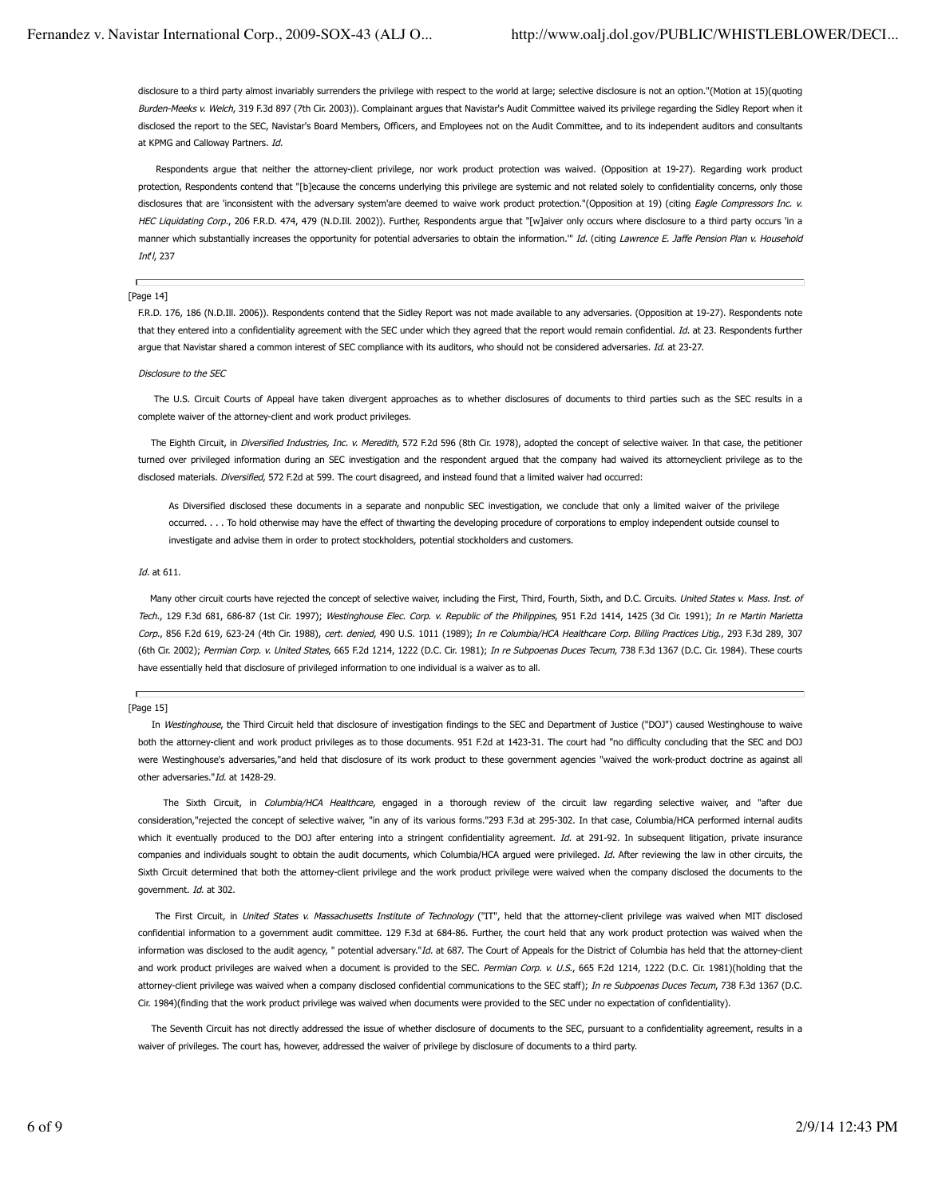disclosure to a third party almost invariably surrenders the privilege with respect to the world at large; selective disclosure is not an option."(Motion at 15)(quoting *Burden-Meeks v. Welch*, 319 F.3d 897 (7th Cir. 2003)). Complainant argues that Navistar's Audit Committee waived its privilege regarding the Sidley Report when it disclosed the report to the SEC, Navistar's Board Members, Officers, and Employees not on the Audit Committee, and to its independent auditors and consultants at KPMG and Calloway Partners. *Id.*

Respondents argue that neither the attorney-client privilege, nor work product protection was waived. (Opposition at 19-27). Regarding work product protection, Respondents contend that "[b]ecause the concerns underlying this privilege are systemic and not related solely to confidentiality concerns, only those disclosures that are 'inconsistent with the adversary system'are deemed to waive work product protection."(Opposition at 19) (citing *Eagle Compressors Inc. v. HEC Liquidating Corp.*, 206 F.R.D. 474, 479 (N.D.Ill. 2002)). Further, Respondents argue that "[w]aiver only occurs where disclosure to a third party occurs 'in a manner which substantially increases the opportunity for potential adversaries to obtain the information.'" *Id.* (citing *Lawrence E. Jaffe Pension Plan v. Household Int'l*, 237

[Page 14]

F.R.D. 176, 186 (N.D.Ill. 2006)). Respondents contend that the Sidley Report was not made available to any adversaries. (Opposition at 19-27). Respondents note that they entered into a confidentiality agreement with the SEC under which they agreed that the report would remain confidential. *Id.* at 23. Respondents further argue that Navistar shared a common interest of SEC compliance with its auditors, who should not be considered adversaries. *Id.* at 23-27.

*Disclosure to the SEC*

The U.S. Circuit Courts of Appeal have taken divergent approaches as to whether disclosures of documents to third parties such as the SEC results in a complete waiver of the attorney-client and work product privileges.

The Eighth Circuit, in *Diversified Industries, Inc. v. Meredith*, 572 F.2d 596 (8th Cir. 1978), adopted the concept of selective waiver. In that case, the petitioner turned over privileged information during an SEC investigation and the respondent argued that the company had waived its attorneyclient privilege as to the disclosed materials. *Diversified*, 572 F.2d at 599. The court disagreed, and instead found that a limited waiver had occurred:

> As Diversified disclosed these documents in a separate and nonpublic SEC investigation, we conclude that only a limited waiver of the privilege occurred. . . . To hold otherwise may have the effect of thwarting the developing procedure of corporations to employ independent outside counsel to investigate and advise them in order to protect stockholders, potential stockholders and customers.

*Id.* at 611.

Many other circuit courts have rejected the concept of selective waiver, including the First, Third, Fourth, Sixth, and D.C. Circuits. *United States v. Mass. Inst. of Tech.*, 129 F.3d 681, 686-87 (1st Cir. 1997); *Westinghouse Elec. Corp. v. Republic of the Philippines*, 951 F.2d 1414, 1425 (3d Cir. 1991); *In re Martin Marietta Corp.*, 856 F.2d 619, 623-24 (4th Cir. 1988), *cert. denied*, 490 U.S. 1011 (1989); *In re Columbia/HCA Healthcare Corp. Billing Practices Litig.*, 293 F.3d 289, 307 (6th Cir. 2002); *Permian Corp. v. United States*, 665 F.2d 1214, 1222 (D.C. Cir. 1981); *In re Subpoenas Duces Tecum*, 738 F.3d 1367 (D.C. Cir. 1984). These courts have essentially held that disclosure of privileged information to one individual is a waiver as to all.

[Page 15]

In *Westinghouse*, the Third Circuit held that disclosure of investigation findings to the SEC and Department of Justice ("DOJ") caused Westinghouse to waive both the attorney-client and work product privileges as to those documents. 951 F.2d at 1423-31. The court had "no difficulty concluding that the SEC and DOJ were Westinghouse's adversaries,"and held that disclosure of its work product to these government agencies "waived the work-product doctrine as against all other adversaries."*Id.* at 1428-29.

The Sixth Circuit, in *Columbia/HCA Healthcare*, engaged in a thorough review of the circuit law regarding selective waiver, and "after due consideration,"rejected the concept of selective waiver, "in any of its various forms."293 F.3d at 295-302. In that case, Columbia/HCA performed internal audits which it eventually produced to the DOJ after entering into a stringent confidentiality agreement. *Id.* at 291-92. In subsequent litigation, private insurance companies and individuals sought to obtain the audit documents, which Columbia/HCA argued were privileged. *Id.* After reviewing the law in other circuits, the Sixth Circuit determined that both the attorney-client privilege and the work product privilege were waived when the company disclosed the documents to the government. *Id.* at 302.

The First Circuit, in *United States v. Massachusetts Institute of Technology* ("IT", held that the attorney-client privilege was waived when MIT disclosed confidential information to a government audit committee. 129 F.3d at 684-86. Further, the court held that any work product protection was waived when the information was disclosed to the audit agency, " potential adversary."*Id.* at 687. The Court of Appeals for the District of Columbia has held that the attorney-client and work product privileges are waived when a document is provided to the SEC. *Permian Corp. v. U.S.*, 665 F.2d 1214, 1222 (D.C. Cir. 1981)(holding that the attorney-client privilege was waived when a company disclosed confidential communications to the SEC staff); *In re Subpoenas Duces Tecum*, 738 F.3d 1367 (D.C. Cir. 1984)(finding that the work product privilege was waived when documents were provided to the SEC under no expectation of confidentiality).

The Seventh Circuit has not directly addressed the issue of whether disclosure of documents to the SEC, pursuant to a confidentiality agreement, results in a waiver of privileges. The court has, however, addressed the waiver of privilege by disclosure of documents to a third party.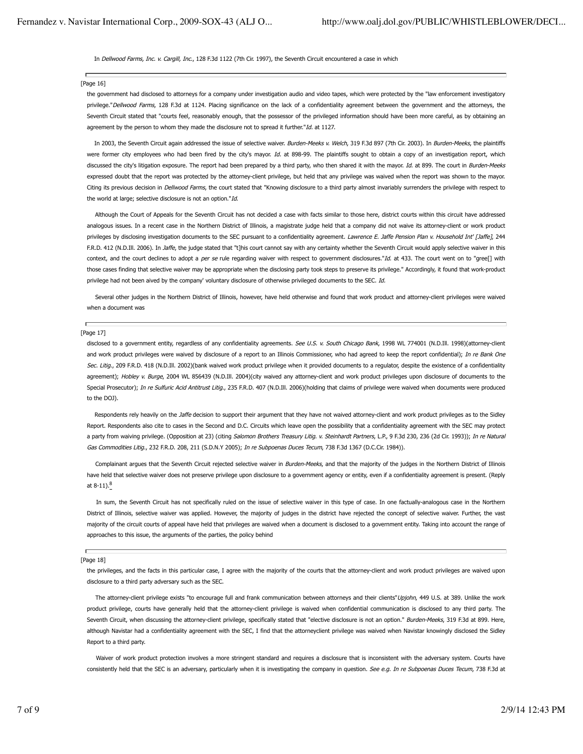In *Dellwood Farms, Inc. v. Cargill, Inc.*, 128 F.3d 1122 (7th Cir. 1997), the Seventh Circuit encountered a case in which

[Page 16]

the government had disclosed to attorneys for a company under investigation audio and video tapes, which were protected by the "law enforcement investigatory privilege."*Dellwood Farms*, 128 F.3d at 1124. Placing significance on the lack of a confidentiality agreement between the government and the attorneys, the Seventh Circuit stated that "courts feel, reasonably enough, that the possessor of the privileged information should have been more careful, as by obtaining an agreement by the person to whom they made the disclosure not to spread it further."*Id.* at 1127.

In 2003, the Seventh Circuit again addressed the issue of selective waiver. *Burden-Meeks v. Welch*, 319 F.3d 897 (7th Cir. 2003). In *Burden-Meeks*, the plaintiffs were former city employees who had been fired by the city's mayor. *Id.* at 898-99. The plaintiffs sought to obtain a copy of an investigation report, which discussed the city's litigation exposure. The report had been prepared by a third party, who then shared it with the mayor. *Id.* at 899. The court in *Burden-Meeks* expressed doubt that the report was protected by the attorney-client privilege, but held that any privilege was waived when the report was shown to the mayor. Citing its previous decision in *Dellwood Farms*, the court stated that "Knowing disclosure to a third party almost invariably surrenders the privilege with respect to the world at large; selective disclosure is not an option."*Id.*

Although the Court of Appeals for the Seventh Circuit has not decided a case with facts similar to those here, district courts within this circuit have addressed analogous issues. In a recent case in the Northern District of Illinois, a magistrate judge held that a company did not waive its attorney-client or work product privileges by disclosing investigation documents to the SEC pursuant to a confidentiality agreement. *Lawrence E. Jaffe Pension Plan v. Household Int' [Jaffe]*, 244 F.R.D. 412 (N.D.Ill. 2006). In *Jaffe*, the judge stated that "t]his court cannot say with any certainty whether the Seventh Circuit would apply selective waiver in this context, and the court declines to adopt a *per se* rule regarding waiver with respect to government disclosures."*Id.* at 433. The court went on to "gree[] with those cases finding that selective waiver may be appropriate when the disclosing party took steps to preserve its privilege." Accordingly, it found that work-product privilege had not been aived by the company' voluntary disclosure of otherwise privileged documents to the SEC. *Id.*

Several other judges in the Northern District of Illinois, however, have held otherwise and found that work product and attorney-client privileges were waived when a document was

[Page 17]

disclosed to a government entity, regardless of any confidentiality agreements. *See U.S. v. South Chicago Bank*, 1998 WL 774001 (N.D.Ill. 1998)(attorney-client and work product privileges were waived by disclosure of a report to an Illinois Commissioner, who had agreed to keep the report confidential); *In re Bank One Sec. Litig.*, 209 F.R.D. 418 (N.D.Ill. 2002)(bank waived work product privilege when it provided documents to a regulator, despite the existence of a confidentiality agreement); *Hobley v. Burge*, 2004 WL 856439 (N.D.Ill. 2004)(city waived any attorney-client and work product privileges upon disclosure of documents to the Special Prosecutor); *In re Sulfuric Acid Antitrust Litig.*, 235 F.R.D. 407 (N.D.Ill. 2006)(holding that claims of privilege were waived when documents were produced to the DOJ).

Respondents rely heavily on the *Jaffe* decision to support their argument that they have not waived attorney-client and work product privileges as to the Sidley Report. Respondents also cite to cases in the Second and D.C. Circuits which leave open the possibility that a confidentiality agreement with the SEC may protect a party from waiving privilege. (Opposition at 23) (citing *Salomon Brothers Treasury Litig. v. Steinhardt Partners*, L.P., 9 F.3d 230, 236 (2d Cir. 1993)); *In re Natural Gas Commodities Litig.*, 232 F.R.D. 208, 211 (S.D.N.Y 2005); *In re Subpoenas Duces Tecum*, 738 F.3d 1367 (D.C.Cir. 1984)).

Complainant argues that the Seventh Circuit rejected selective waiver in *Burden-Meeks*, and that the majority of the judges in the Northern District of Illinois have held that selective waiver does not preserve privilege upon disclosure to a government agency or entity, even if a confidentiality agreement is present. (Reply at 8-11).[8]

In sum, the Seventh Circuit has not specifically ruled on the issue of selective waiver in this type of case. In one factually-analogous case in the Northern District of Illinois, selective waiver was applied. However, the majority of judges in the district have rejected the concept of selective waiver. Further, the vast majority of the circuit courts of appeal have held that privileges are waived when a document is disclosed to a government entity. Taking into account the range of approaches to this issue, the arguments of the parties, the policy behind

[Page 18]

the privileges, and the facts in this particular case, I agree with the majority of the courts that the attorney-client and work product privileges are waived upon disclosure to a third party adversary such as the SEC.

The attorney-client privilege exists "to encourage full and frank communication between attorneys and their clients"*Upjohn*, 449 U.S. at 389. Unlike the work product privilege, courts have generally held that the attorney-client privilege is waived when confidential communication is disclosed to any third party. The Seventh Circuit, when discussing the attorney-client privilege, specifically stated that "elective disclosure is not an option." *Burden-Meeks*, 319 F.3d at 899. Here, although Navistar had a confidentiality agreement with the SEC, I find that the attorneyclient privilege was waived when Navistar knowingly disclosed the Sidley Report to a third party.

Waiver of work product protection involves a more stringent standard and requires a disclosure that is inconsistent with the adversary system. Courts have consistently held that the SEC is an adversary, particularly when it is investigating the company in question. *See e.g. In re Subpoenas Duces Tecum*, 738 F.3d at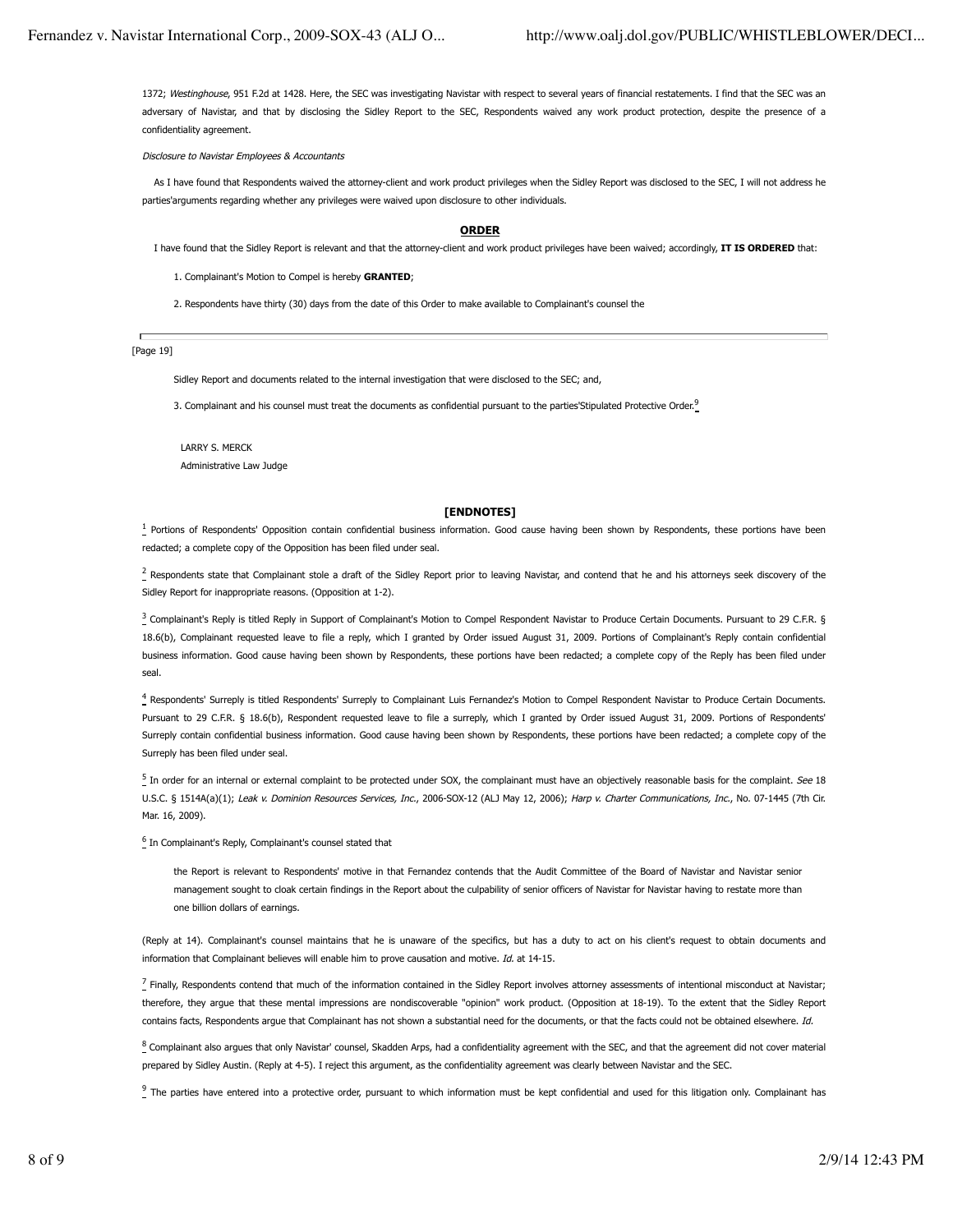1372; *Westinghouse*, 951 F.2d at 1428. Here, the SEC was investigating Navistar with respect to several years of financial restatements. I find that the SEC was an adversary of Navistar, and that by disclosing the Sidley Report to the SEC, Respondents waived any work product protection, despite the presence of a confidentiality agreement.

*Disclosure to Navistar Employees & Accountants*

As I have found that Respondents waived the attorney-client and work product privileges when the Sidley Report was disclosed to the SEC, I will not address he parties'arguments regarding whether any privileges were waived upon disclosure to other individuals.

## ORDER

I have found that the Sidley Report is relevant and that the attorney-client and work product privileges have been waived; accordingly, **IT IS ORDERED** that:

1. Complainant's Motion to Compel is hereby **GRANTED**;

2. Respondents have thirty (30) days from the date of this Order to make available to Complainant's counsel the

[Page 19]

Sidley Report and documents related to the internal investigation that were disclosed to the SEC; and,

3. Complainant and his counsel must treat the documents as confidential pursuant to the parties'Stipulated Protective Order.[9]

LARRY S. MERCK
Administrative Law Judge

## [ENDNOTES]

[1] Portions of Respondents' Opposition contain confidential business information. Good cause having been shown by Respondents, these portions have been redacted; a complete copy of the Opposition has been filed under seal.

[2] Respondents state that Complainant stole a draft of the Sidley Report prior to leaving Navistar, and contend that he and his attorneys seek discovery of the Sidley Report for inappropriate reasons. (Opposition at 1-2).

[3] Complainant's Reply is titled Reply in Support of Complainant's Motion to Compel Respondent Navistar to Produce Certain Documents. Pursuant to 29 C.F.R. § 18.6(b), Complainant requested leave to file a reply, which I granted by Order issued August 31, 2009. Portions of Complainant's Reply contain confidential business information. Good cause having been shown by Respondents, these portions have been redacted; a complete copy of the Reply has been filed under seal.

[4] Respondents' Surreply is titled Respondents' Surreply to Complainant Luis Fernandez's Motion to Compel Respondent Navistar to Produce Certain Documents. Pursuant to 29 C.F.R. § 18.6(b), Respondent requested leave to file a surreply, which I granted by Order issued August 31, 2009. Portions of Respondents' Surreply contain confidential business information. Good cause having been shown by Respondents, these portions have been redacted; a complete copy of the Surreply has been filed under seal.

[5] In order for an internal or external complaint to be protected under SOX, the complainant must have an objectively reasonable basis for the complaint. *See* 18 U.S.C. § 1514A(a)(1); *Leak v. Dominion Resources Services, Inc.*, 2006-SOX-12 (ALJ May 12, 2006); *Harp v. Charter Communications, Inc.*, No. 07-1445 (7th Cir. Mar. 16, 2009).

[6] In Complainant's Reply, Complainant's counsel stated that

> the Report is relevant to Respondents' motive in that Fernandez contends that the Audit Committee of the Board of Navistar and Navistar senior management sought to cloak certain findings in the Report about the culpability of senior officers of Navistar for Navistar having to restate more than one billion dollars of earnings.

(Reply at 14). Complainant's counsel maintains that he is unaware of the specifics, but has a duty to act on his client's request to obtain documents and information that Complainant believes will enable him to prove causation and motive. *Id.* at 14-15.

[7] Finally, Respondents contend that much of the information contained in the Sidley Report involves attorney assessments of intentional misconduct at Navistar; therefore, they argue that these mental impressions are nondiscoverable "opinion" work product. (Opposition at 18-19). To the extent that the Sidley Report contains facts, Respondents argue that Complainant has not shown a substantial need for the documents, or that the facts could not be obtained elsewhere. *Id.*

[8] Complainant also argues that only Navistar' counsel, Skadden Arps, had a confidentiality agreement with the SEC, and that the agreement did not cover material prepared by Sidley Austin. (Reply at 4-5). I reject this argument, as the confidentiality agreement was clearly between Navistar and the SEC.

[9] The parties have entered into a protective order, pursuant to which information must be kept confidential and used for this litigation only. Complainant has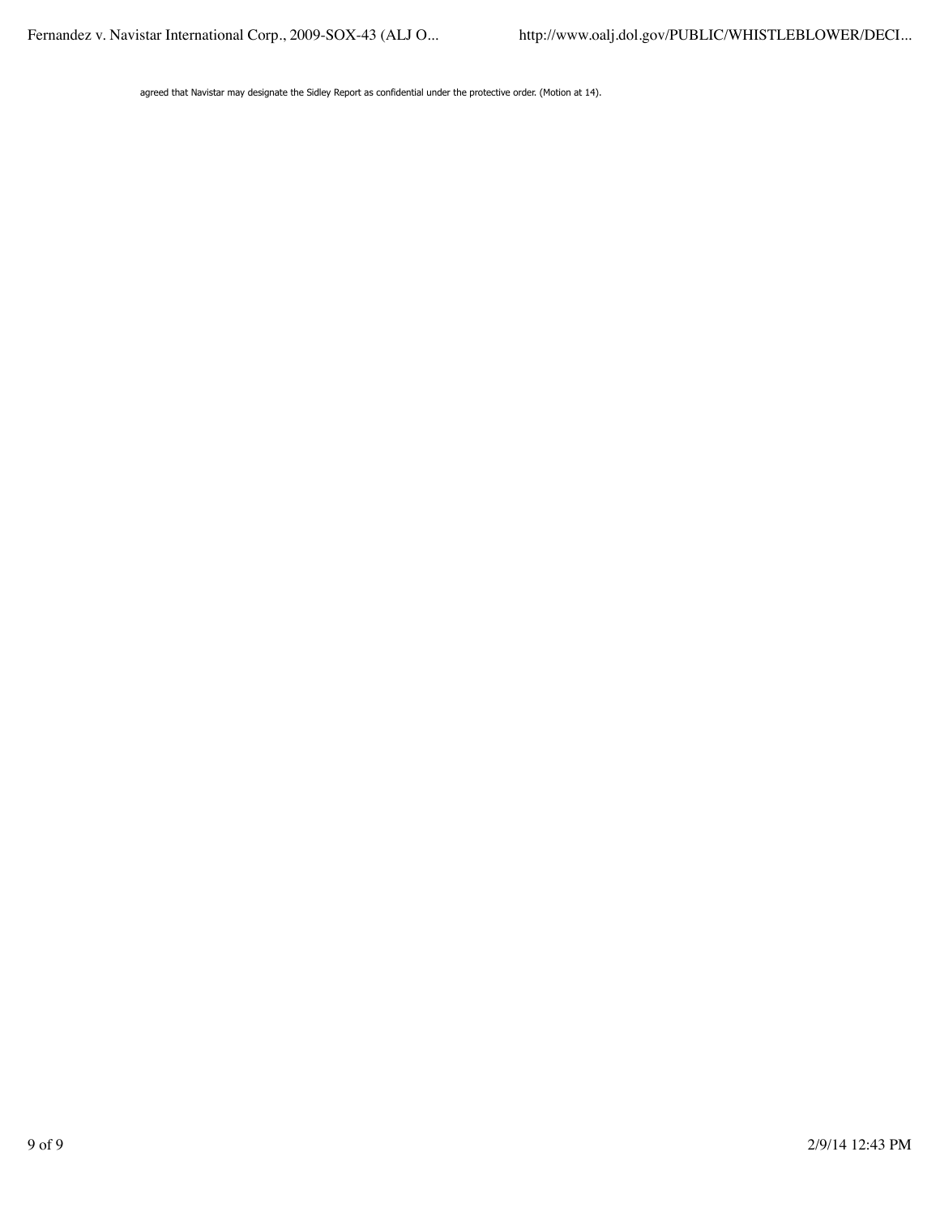agreed that Navistar may designate the Sidley Report as confidential under the protective order. (Motion at 14).